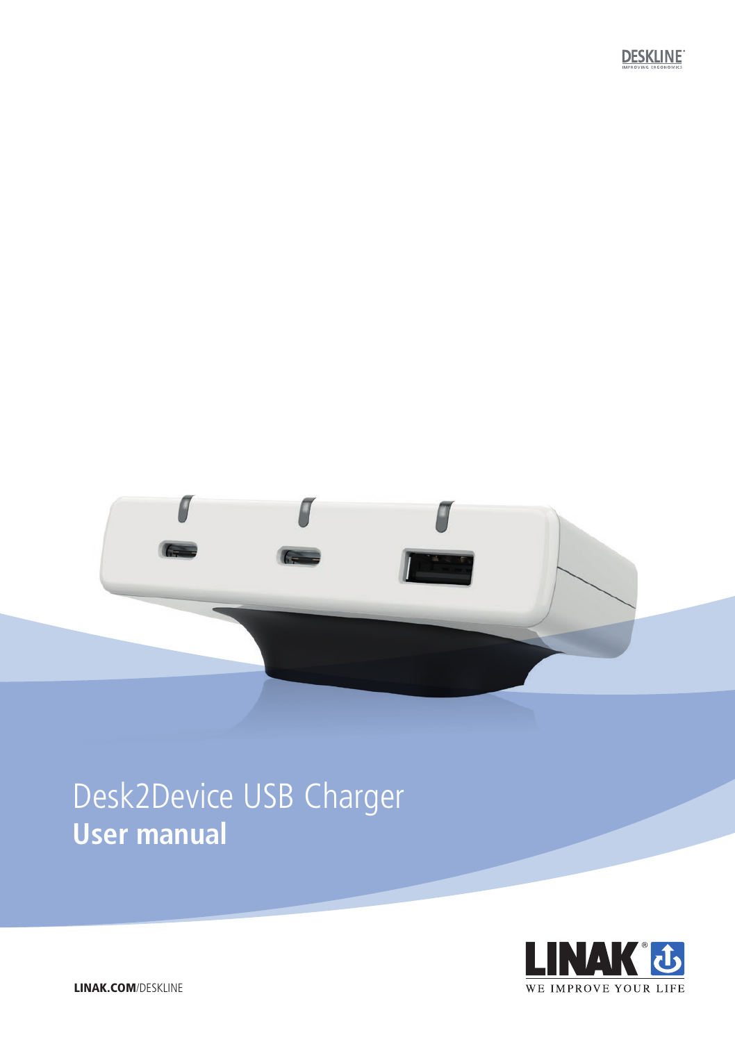DESKLINE®
IMPROVING ERGONOMICS

# Desk2Device USB Charger
## **User manual**

LINAK®
WE IMPROVE YOUR LIFE

**LINAK.COM**/DESKLINE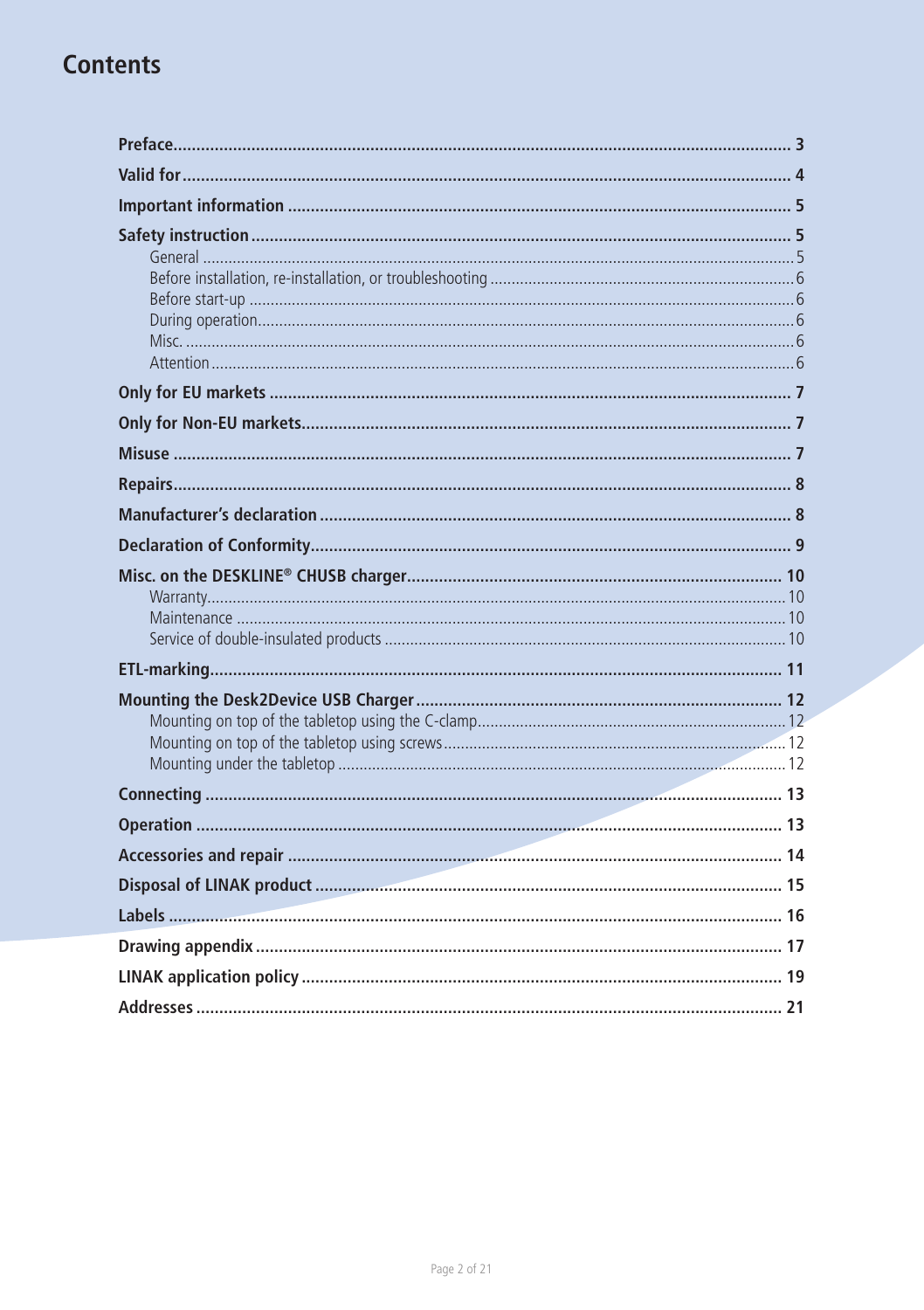# Contents

**Preface** ... **3**

**Valid for** ... **4**

**Important information** ... **5**

**Safety instruction** ... **5**
- General ... 5
- Before installation, re-installation, or troubleshooting ... 6
- Before start-up ... 6
- During operation ... 6
- Misc. ... 6
- Attention ... 6

**Only for EU markets** ... **7**

**Only for Non-EU markets** ... **7**

**Misuse** ... **7**

**Repairs** ... **8**

**Manufacturer's declaration** ... **8**

**Declaration of Conformity** ... **9**

**Misc. on the DESKLINE® CHUSB charger** ... **10**
- Warranty ... 10
- Maintenance ... 10
- Service of double-insulated products ... 10

**ETL-marking** ... **11**

**Mounting the Desk2Device USB Charger** ... **12**
- Mounting on top of the tabletop using the C-clamp ... 12
- Mounting on top of the tabletop using screws ... 12
- Mounting under the tabletop ... 12

**Connecting** ... **13**

**Operation** ... **13**

**Accessories and repair** ... **14**

**Disposal of LINAK product** ... **15**

**Labels** ... **16**

**Drawing appendix** ... **17**

**LINAK application policy** ... **19**

**Addresses** ... **21**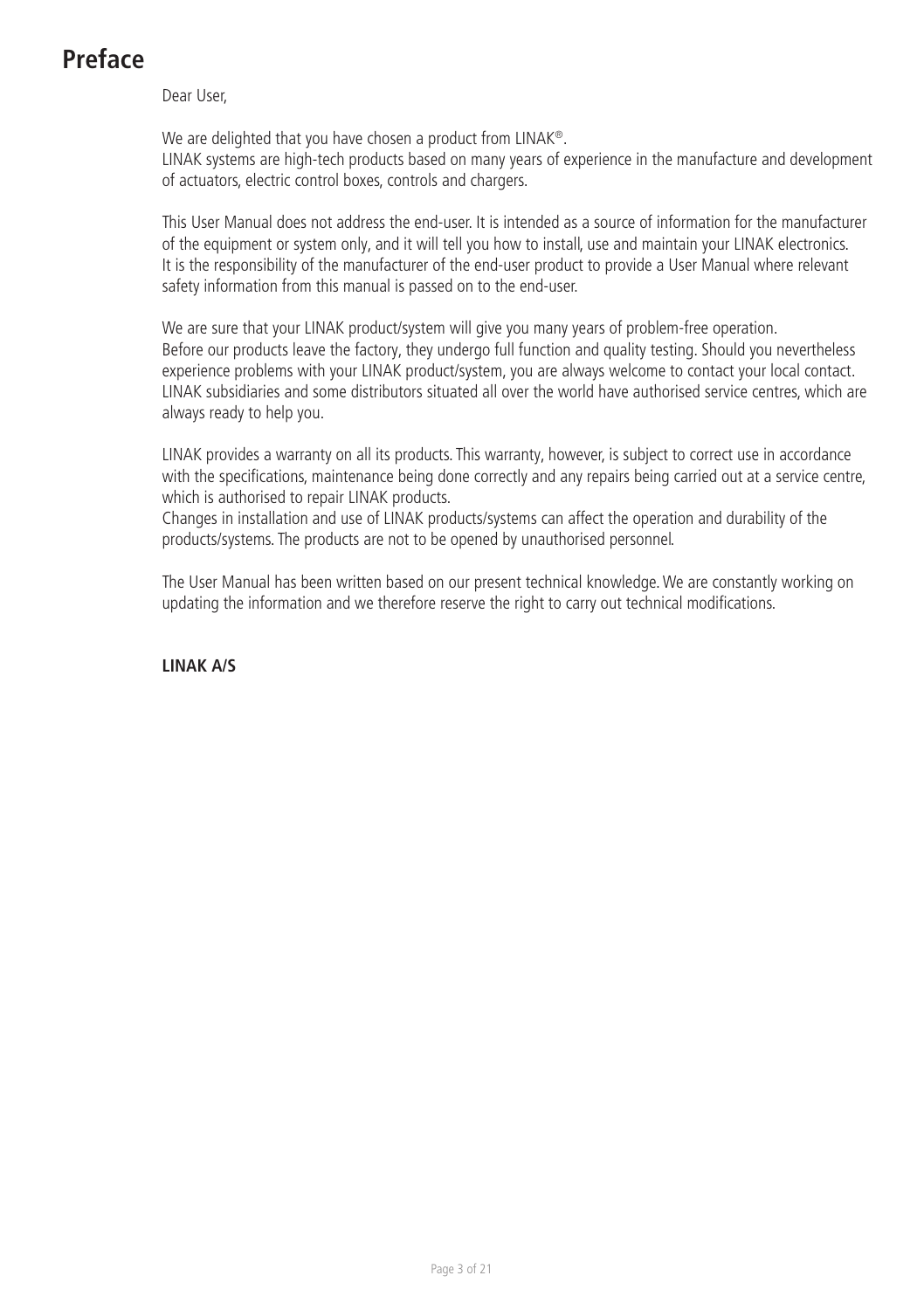# Preface

Dear User,

We are delighted that you have chosen a product from LINAK®.
LINAK systems are high-tech products based on many years of experience in the manufacture and development of actuators, electric control boxes, controls and chargers.

This User Manual does not address the end-user. It is intended as a source of information for the manufacturer of the equipment or system only, and it will tell you how to install, use and maintain your LINAK electronics.
It is the responsibility of the manufacturer of the end-user product to provide a User Manual where relevant safety information from this manual is passed on to the end-user.

We are sure that your LINAK product/system will give you many years of problem-free operation.
Before our products leave the factory, they undergo full function and quality testing. Should you nevertheless experience problems with your LINAK product/system, you are always welcome to contact your local contact. LINAK subsidiaries and some distributors situated all over the world have authorised service centres, which are always ready to help you.

LINAK provides a warranty on all its products. This warranty, however, is subject to correct use in accordance with the specifications, maintenance being done correctly and any repairs being carried out at a service centre, which is authorised to repair LINAK products.
Changes in installation and use of LINAK products/systems can affect the operation and durability of the products/systems. The products are not to be opened by unauthorised personnel.

The User Manual has been written based on our present technical knowledge. We are constantly working on updating the information and we therefore reserve the right to carry out technical modifications.

**LINAK A/S**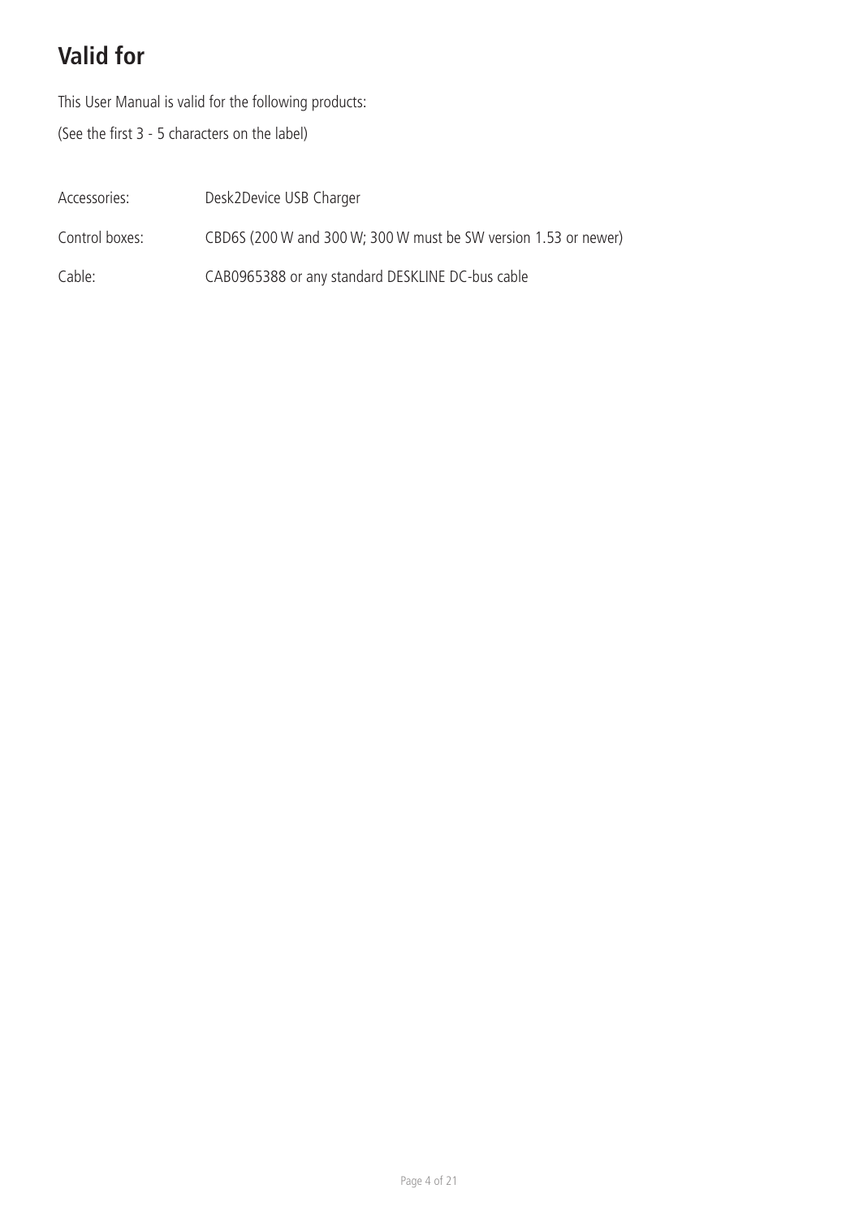# Valid for

This User Manual is valid for the following products:

(See the first 3 - 5 characters on the label)

| | |
|---|---|
| Accessories: | Desk2Device USB Charger |
| Control boxes: | CBD6S (200 W and 300 W; 300 W must be SW version 1.53 or newer) |
| Cable: | CAB0965388 or any standard DESKLINE DC-bus cable |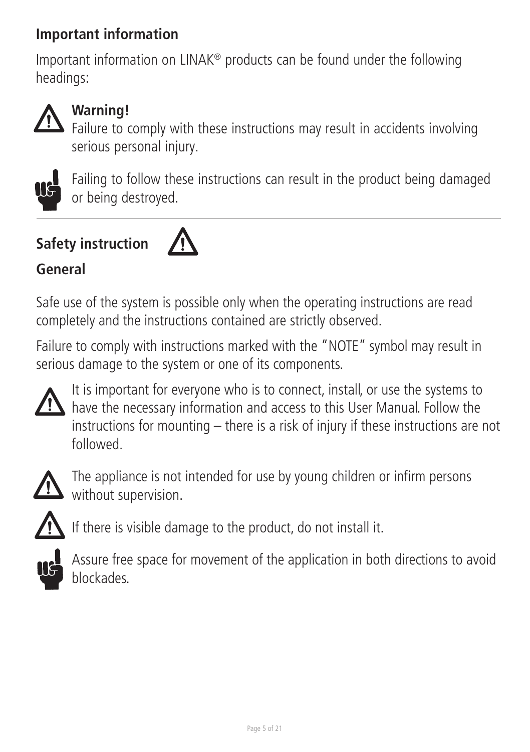## Important information

Important information on LINAK® products can be found under the following headings:

**Warning!**
Failure to comply with these instructions may result in accidents involving serious personal injury.

Failing to follow these instructions can result in the product being damaged or being destroyed.

---

## Safety instruction

## General

Safe use of the system is possible only when the operating instructions are read completely and the instructions contained are strictly observed.

Failure to comply with instructions marked with the "NOTE" symbol may result in serious damage to the system or one of its components.

It is important for everyone who is to connect, install, or use the systems to have the necessary information and access to this User Manual. Follow the instructions for mounting – there is a risk of injury if these instructions are not followed.

The appliance is not intended for use by young children or infirm persons without supervision.

If there is visible damage to the product, do not install it.

Assure free space for movement of the application in both directions to avoid blockades.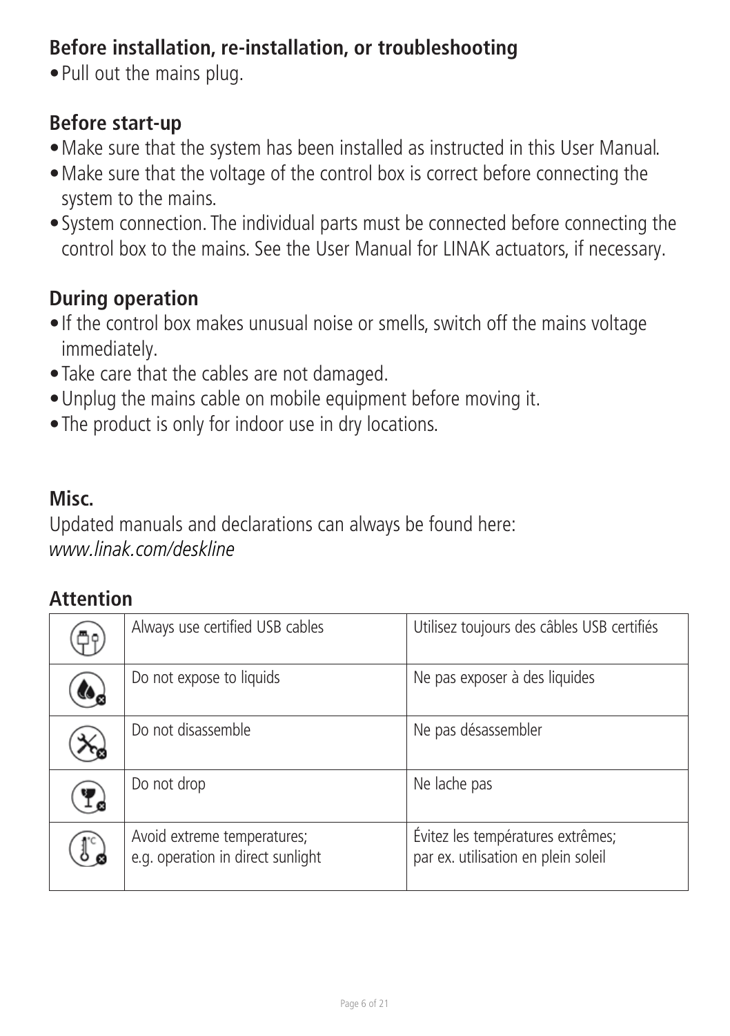## Before installation, re-installation, or troubleshooting

- Pull out the mains plug.

## Before start-up

- Make sure that the system has been installed as instructed in this User Manual.
- Make sure that the voltage of the control box is correct before connecting the system to the mains.
- System connection. The individual parts must be connected before connecting the control box to the mains. See the User Manual for LINAK actuators, if necessary.

## During operation

- If the control box makes unusual noise or smells, switch off the mains voltage immediately.
- Take care that the cables are not damaged.
- Unplug the mains cable on mobile equipment before moving it.
- The product is only for indoor use in dry locations.

## Misc.

Updated manuals and declarations can always be found here:
*www.linak.com/deskline*

## Attention

| | | |
|---|---|---|
| | Always use certified USB cables | Utilisez toujours des câbles USB certifiés |
| | Do not expose to liquids | Ne pas exposer à des liquides |
| | Do not disassemble | Ne pas désassembler |
| | Do not drop | Ne lache pas |
| | Avoid extreme temperatures; e.g. operation in direct sunlight | Évitez les températures extrêmes; par ex. utilisation en plein soleil |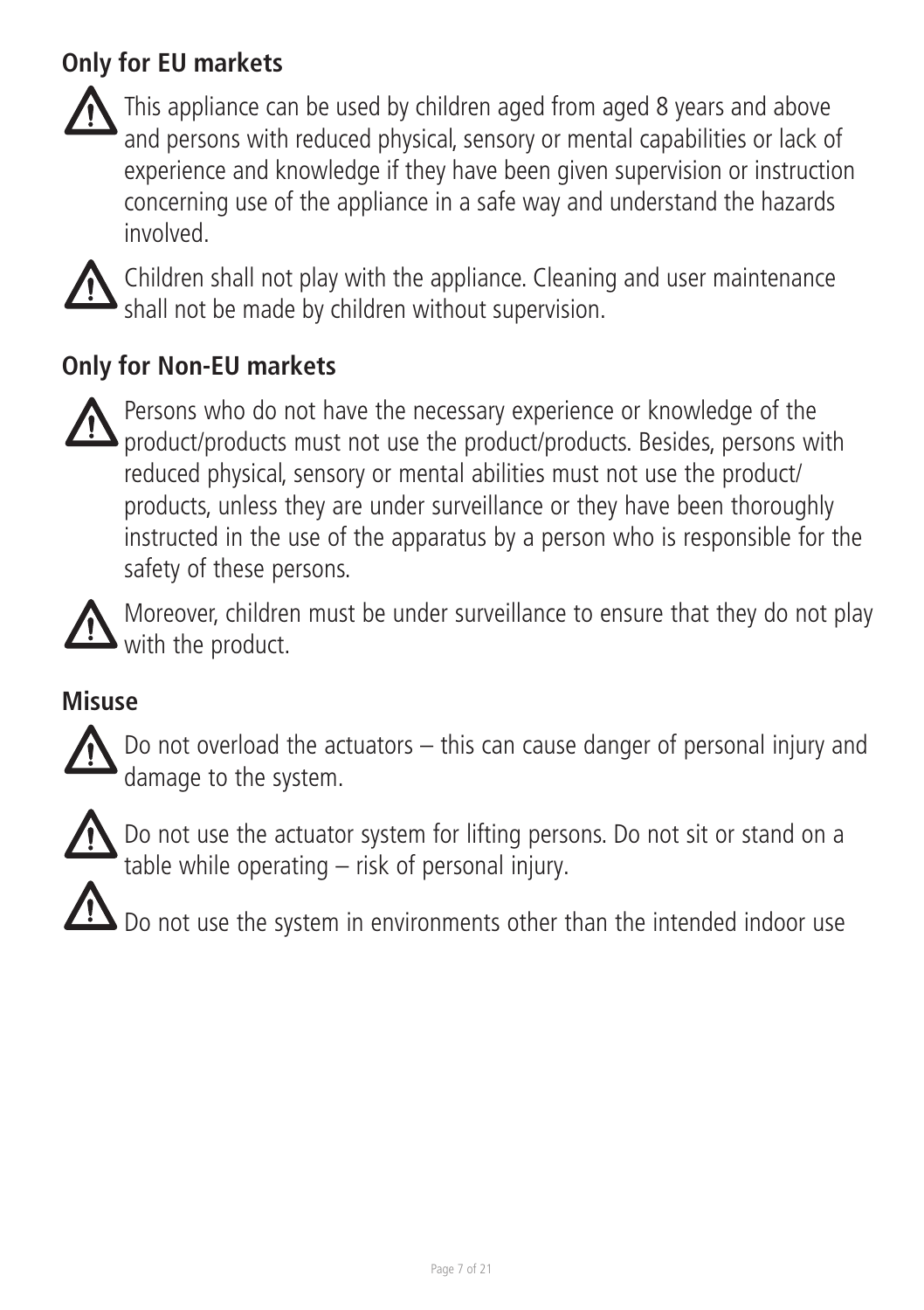## Only for EU markets

⚠ This appliance can be used by children aged from aged 8 years and above and persons with reduced physical, sensory or mental capabilities or lack of experience and knowledge if they have been given supervision or instruction concerning use of the appliance in a safe way and understand the hazards involved.

⚠ Children shall not play with the appliance. Cleaning and user maintenance shall not be made by children without supervision.

## Only for Non-EU markets

⚠ Persons who do not have the necessary experience or knowledge of the product/products must not use the product/products. Besides, persons with reduced physical, sensory or mental abilities must not use the product/products, unless they are under surveillance or they have been thoroughly instructed in the use of the apparatus by a person who is responsible for the safety of these persons.

⚠ Moreover, children must be under surveillance to ensure that they do not play with the product.

## Misuse

⚠ Do not overload the actuators – this can cause danger of personal injury and damage to the system.

⚠ Do not use the actuator system for lifting persons. Do not sit or stand on a table while operating – risk of personal injury.

⚠ Do not use the system in environments other than the intended indoor use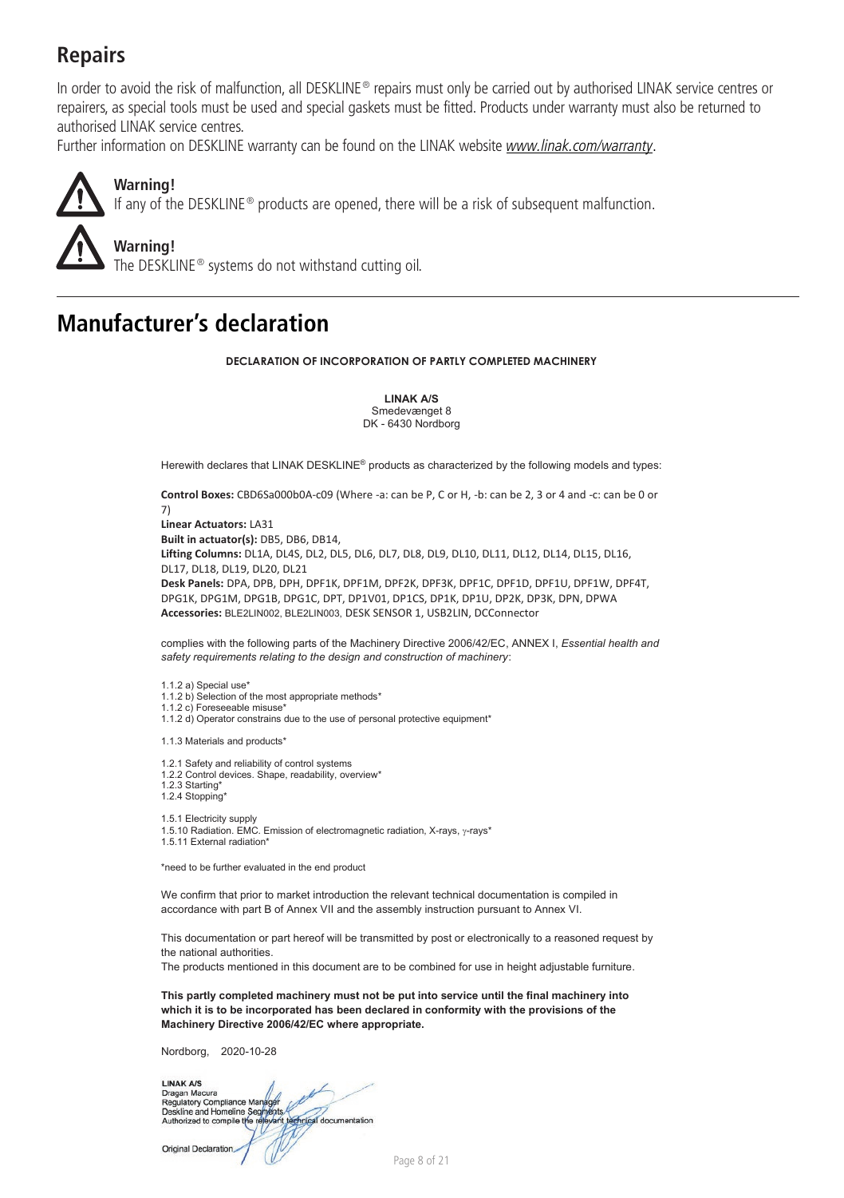## Repairs

In order to avoid the risk of malfunction, all DESKLINE® repairs must only be carried out by authorised LINAK service centres or repairers, as special tools must be used and special gaskets must be fitted. Products under warranty must also be returned to authorised LINAK service centres.
Further information on DESKLINE warranty can be found on the LINAK website *www.linak.com/warranty*.

**Warning!**
If any of the DESKLINE® products are opened, there will be a risk of subsequent malfunction.

**Warning!**
The DESKLINE® systems do not withstand cutting oil.

---

# Manufacturer's declaration

**DECLARATION OF INCORPORATION OF PARTLY COMPLETED MACHINERY**

**LINAK A/S**
Smedevænget 8
DK - 6430 Nordborg

Herewith declares that LINAK DESKLINE® products as characterized by the following models and types:

**Control Boxes:** CBD6Sa000b0A-c09 (Where -a: can be P, C or H, -b: can be 2, 3 or 4 and -c: can be 0 or 7)
**Linear Actuators:** LA31
**Built in actuator(s):** DB5, DB6, DB14,
**Lifting Columns:** DL1A, DL4S, DL2, DL5, DL6, DL7, DL8, DL9, DL10, DL11, DL12, DL14, DL15, DL16, DL17, DL18, DL19, DL20, DL21
**Desk Panels:** DPA, DPB, DPH, DPF1K, DPF1M, DPF2K, DPF3K, DPF1C, DPF1D, DPF1U, DPF1W, DPF4T, DPG1K, DPG1M, DPG1B, DPG1C, DPT, DP1V01, DP1CS, DP1K, DP1U, DP2K, DP3K, DPN, DPWA
**Accessories:** BLE2LIN002, BLE2LIN003, DESK SENSOR 1, USB2LIN, DCConnector

complies with the following parts of the Machinery Directive 2006/42/EC, ANNEX I, *Essential health and safety requirements relating to the design and construction of machinery*:

1.1.2 a) Special use*
1.1.2 b) Selection of the most appropriate methods*
1.1.2 c) Foreseeable misuse*
1.1.2 d) Operator constrains due to the use of personal protective equipment*

1.1.3 Materials and products*

1.2.1 Safety and reliability of control systems
1.2.2 Control devices. Shape, readability, overview*
1.2.3 Starting*
1.2.4 Stopping*

1.5.1 Electricity supply
1.5.10 Radiation. EMC. Emission of electromagnetic radiation, X-rays, γ-rays*
1.5.11 External radiation*

*need to be further evaluated in the end product

We confirm that prior to market introduction the relevant technical documentation is compiled in accordance with part B of Annex VII and the assembly instruction pursuant to Annex VI.

This documentation or part hereof will be transmitted by post or electronically to a reasoned request by the national authorities.
The products mentioned in this document are to be combined for use in height adjustable furniture.

**This partly completed machinery must not be put into service until the final machinery into which it is to be incorporated has been declared in conformity with the provisions of the Machinery Directive 2006/42/EC where appropriate.**

Nordborg, 2020-10-28

LINAK A/S
Dragan Macura
Regulatory Compliance Manager
Deskline and Homeline Segments
Authorized to compile the relevant technical documentation

Original Declaration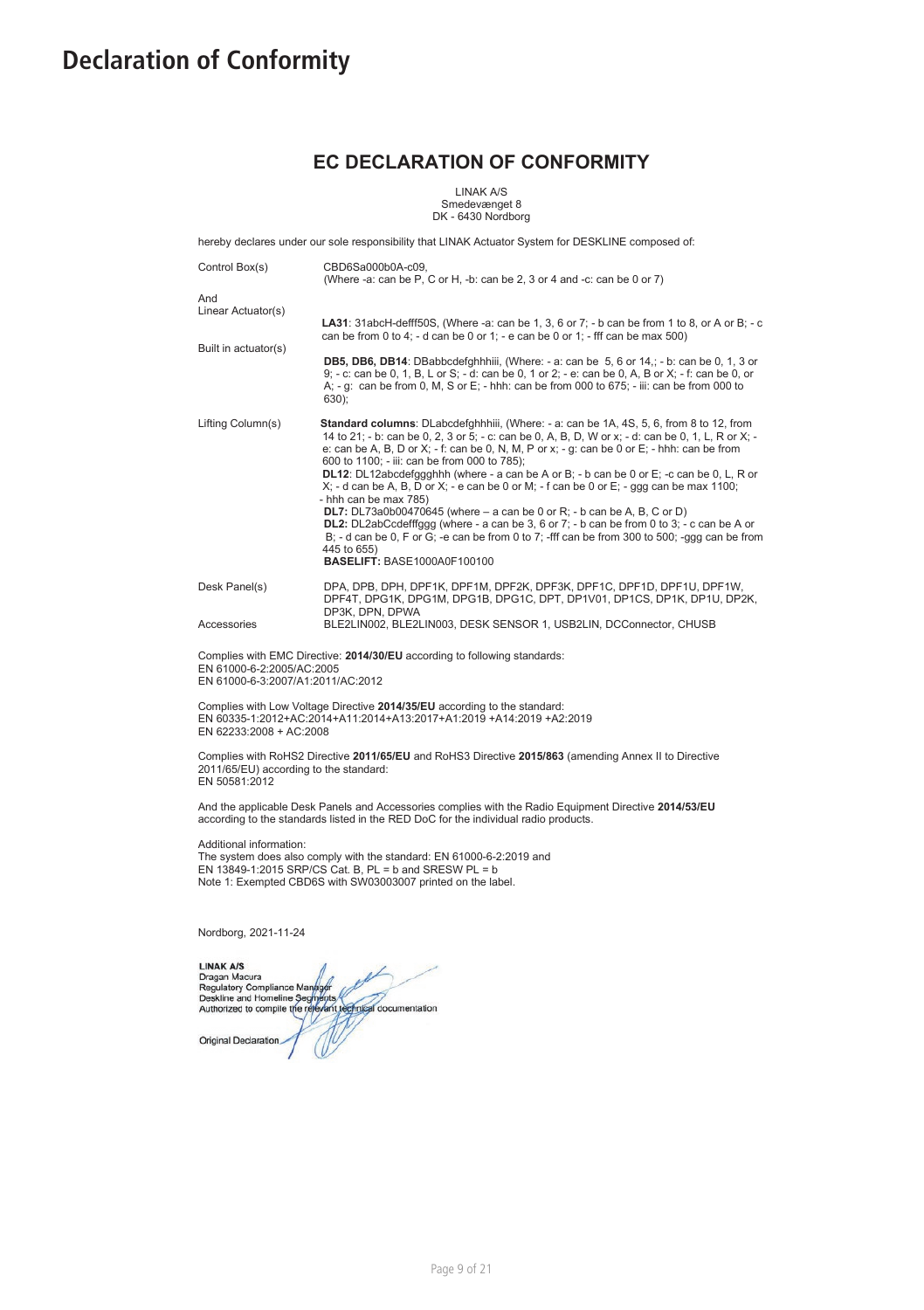# Declaration of Conformity

## EC DECLARATION OF CONFORMITY

LINAK A/S
Smedevænget 8
DK - 6430 Nordborg

hereby declares under our sole responsibility that LINAK Actuator System for DESKLINE composed of:

| | |
|---|---|
| Control Box(s) | CBD6Sa000b0A-c09, (Where -a: can be P, C or H, -b: can be 2, 3 or 4 and -c: can be 0 or 7) |
| And Linear Actuator(s) | **LA31**: 31abcH-defff50S, (Where -a: can be 1, 3, 6 or 7; - b can be from 1 to 8, or A or B; - c can be from 0 to 4; - d can be 0 or 1; - e can be 0 or 1; - fff can be max 500) |
| Built in actuator(s) | **DB5, DB6, DB14**: DBabbcdefghhhiii, (Where: - a: can be 5, 6 or 14,; - b: can be 0, 1, 3 or 9; - c: can be 0, 1, B, L or S; - d: can be 0, 1 or 2; - e: can be 0, A, B or X; - f: can be 0, or A; - g: can be from 0, M, S or E; - hhh: can be from 000 to 675; - iii: can be from 000 to 630); |
| Lifting Column(s) | **Standard columns**: DLabcdefghhhiii, (Where: - a: can be 1A, 4S, 5, 6, from 8 to 12, from 14 to 21; - b: can be 0, 2, 3 or 5; - c: can be 0, A, B, D, W or x; - d: can be 0, 1, L, R or X; - e: can be A, B, D or X; - f: can be 0, N, M, P or x; - g: can be 0 or E; - hhh: can be from 600 to 1100; - iii: can be from 000 to 785); **DL12**: DL12abcdefggghhh (where - a can be A or B; - b can be 0 or E; -c can be 0, L, R or X; - d can be A, B, D or X; - e can be 0 or M; - f can be 0 or E; - ggg can be max 1100; - hhh can be max 785) **DL7:** DL73a0b00470645 (where – a can be 0 or R; - b can be A, B, C or D) **DL2:** DL2abCcdefffggg (where - a can be 3, 6 or 7; - b can be from 0 to 3; - c can be A or B; - d can be 0, F or G; -e can be from 0 to 7; -fff can be from 300 to 500; -ggg can be from 445 to 655) **BASELIFT:** BASE1000A0F100100 |
| Desk Panel(s) | DPA, DPB, DPH, DPF1K, DPF1M, DPF2K, DPF3K, DPF1C, DPF1D, DPF1U, DPF1W, DPF4T, DPG1K, DPG1M, DPG1B, DPG1C, DPT, DP1V01, DP1CS, DP1K, DP1U, DP2K, DP3K, DPN, DPWA |
| Accessories | BLE2LIN002, BLE2LIN003, DESK SENSOR 1, USB2LIN, DCConnector, CHUSB |

Complies with EMC Directive: **2014/30/EU** according to following standards:
EN 61000-6-2:2005/AC:2005
EN 61000-6-3:2007/A1:2011/AC:2012

Complies with Low Voltage Directive **2014/35/EU** according to the standard:
EN 60335-1:2012+AC:2014+A11:2014+A13:2017+A1:2019 +A14:2019 +A2:2019
EN 62233:2008 + AC:2008

Complies with RoHS2 Directive **2011/65/EU** and RoHS3 Directive **2015/863** (amending Annex II to Directive 2011/65/EU) according to the standard:
EN 50581:2012

And the applicable Desk Panels and Accessories complies with the Radio Equipment Directive **2014/53/EU** according to the standards listed in the RED DoC for the individual radio products.

Additional information:
The system does also comply with the standard: EN 61000-6-2:2019 and
EN 13849-1:2015 SRP/CS Cat. B, PL = b and SRESW PL = b
Note 1: Exempted CBD6S with SW03003007 printed on the label.

Nordborg, 2021-11-24

**LINAK A/S**
Dragan Macura
Regulatory Compliance Manager
Deskline and Homeline Segments
Authorized to compile the relevant technical documentation

Original Declaration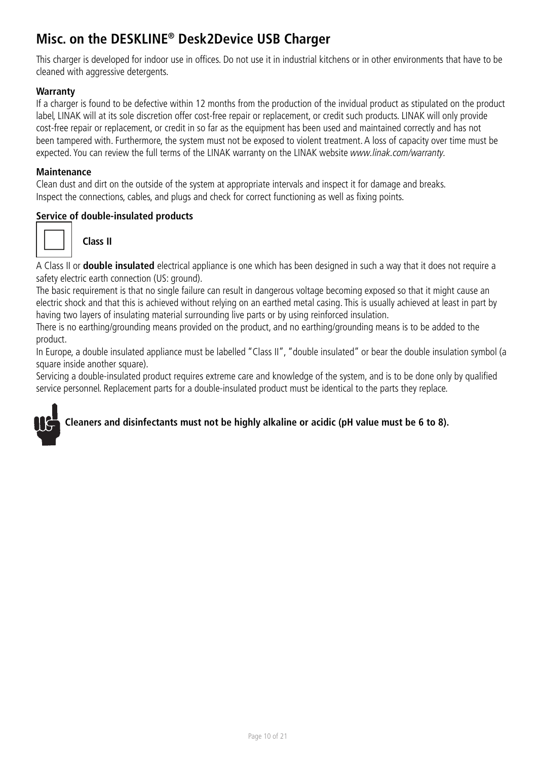# Misc. on the DESKLINE® Desk2Device USB Charger

This charger is developed for indoor use in offices. Do not use it in industrial kitchens or in other environments that have to be cleaned with aggressive detergents.

**Warranty**

If a charger is found to be defective within 12 months from the production of the invidual product as stipulated on the product label, LINAK will at its sole discretion offer cost-free repair or replacement, or credit such products. LINAK will only provide cost-free repair or replacement, or credit in so far as the equipment has been used and maintained correctly and has not been tampered with. Furthermore, the system must not be exposed to violent treatment. A loss of capacity over time must be expected. You can review the full terms of the LINAK warranty on the LINAK website *www.linak.com/warranty.*

**Maintenance**

Clean dust and dirt on the outside of the system at appropriate intervals and inspect it for damage and breaks.
Inspect the connections, cables, and plugs and check for correct functioning as well as fixing points.

**Service of double-insulated products**

**Class II**

A Class II or **double insulated** electrical appliance is one which has been designed in such a way that it does not require a safety electric earth connection (US: ground).

The basic requirement is that no single failure can result in dangerous voltage becoming exposed so that it might cause an electric shock and that this is achieved without relying on an earthed metal casing. This is usually achieved at least in part by having two layers of insulating material surrounding live parts or by using reinforced insulation.

There is no earthing/grounding means provided on the product, and no earthing/grounding means is to be added to the product.

In Europe, a double insulated appliance must be labelled "Class II", "double insulated" or bear the double insulation symbol (a square inside another square).

Servicing a double-insulated product requires extreme care and knowledge of the system, and is to be done only by qualified service personnel. Replacement parts for a double-insulated product must be identical to the parts they replace.

**Cleaners and disinfectants must not be highly alkaline or acidic (pH value must be 6 to 8).**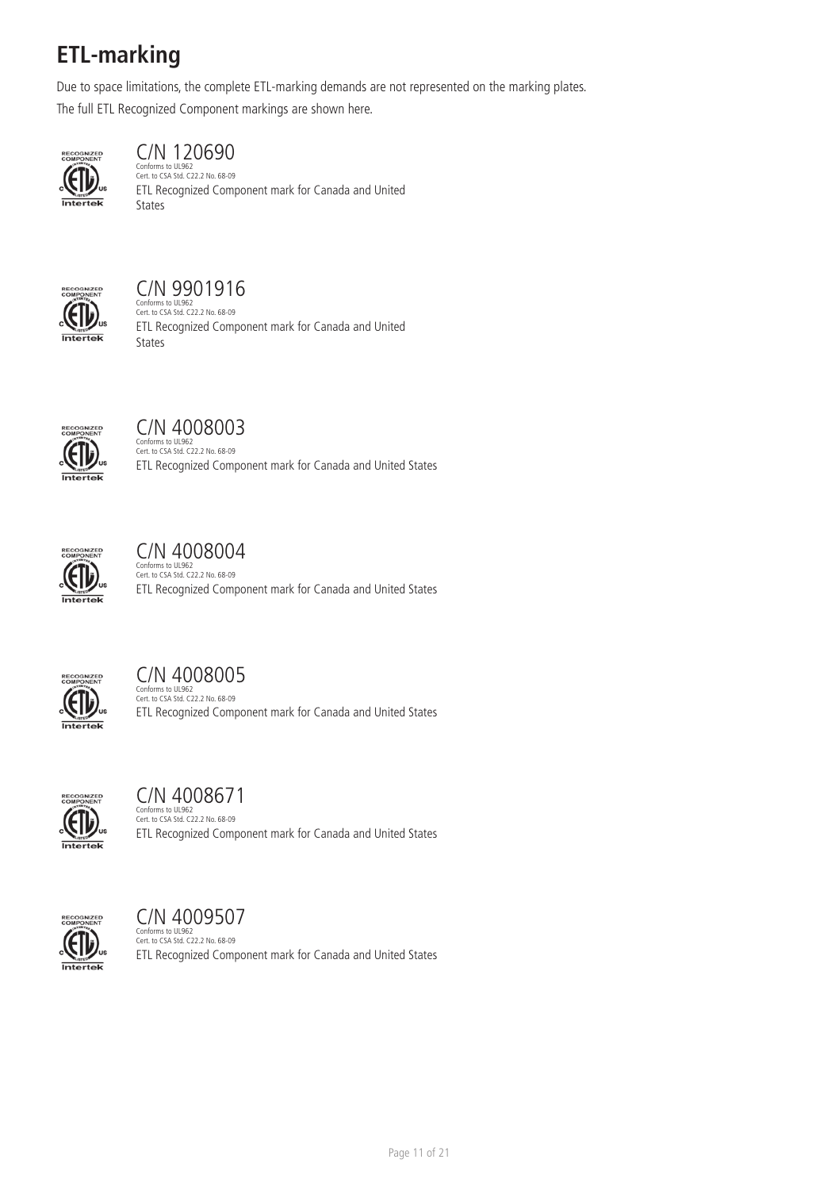# ETL-marking

Due to space limitations, the complete ETL-marking demands are not represented on the marking plates.

The full ETL Recognized Component markings are shown here.

C/N 120690
Conforms to UL962
Cert. to CSA Std. C22.2 No. 68-09
ETL Recognized Component mark for Canada and United States

C/N 9901916
Conforms to UL962
Cert. to CSA Std. C22.2 No. 68-09
ETL Recognized Component mark for Canada and United States

C/N 4008003
Conforms to UL962
Cert. to CSA Std. C22.2 No. 68-09
ETL Recognized Component mark for Canada and United States

C/N 4008004
Conforms to UL962
Cert. to CSA Std. C22.2 No. 68-09
ETL Recognized Component mark for Canada and United States

C/N 4008005
Conforms to UL962
Cert. to CSA Std. C22.2 No. 68-09
ETL Recognized Component mark for Canada and United States

C/N 4008671
Conforms to UL962
Cert. to CSA Std. C22.2 No. 68-09
ETL Recognized Component mark for Canada and United States

C/N 4009507
Conforms to UL962
Cert. to CSA Std. C22.2 No. 68-09
ETL Recognized Component mark for Canada and United States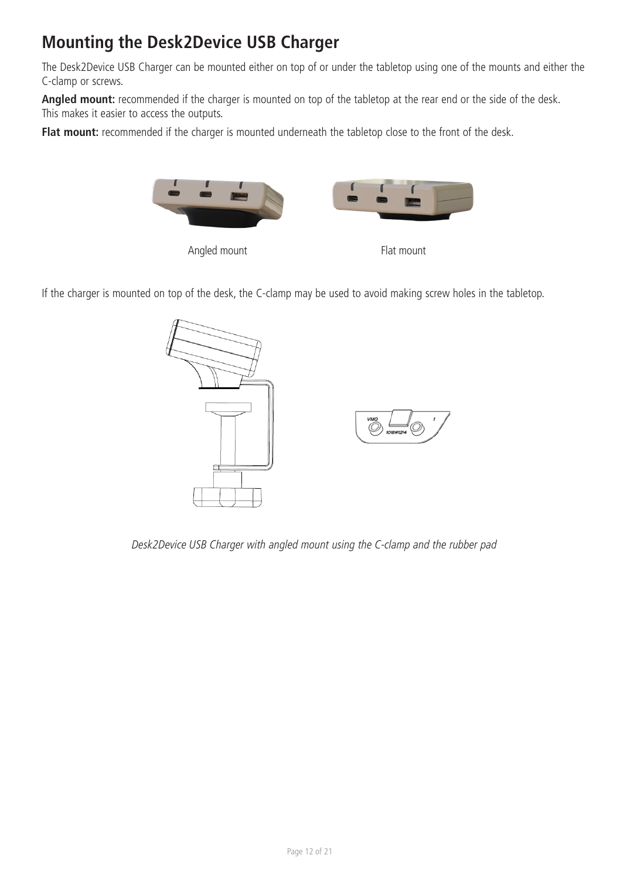# Mounting the Desk2Device USB Charger

The Desk2Device USB Charger can be mounted either on top of or under the tabletop using one of the mounts and either the C-clamp or screws.

**Angled mount:** recommended if the charger is mounted on top of the tabletop at the rear end or the side of the desk. This makes it easier to access the outputs.

**Flat mount:** recommended if the charger is mounted underneath the tabletop close to the front of the desk.

Angled mount

Flat mount

If the charger is mounted on top of the desk, the C-clamp may be used to avoid making screw holes in the tabletop.

*Desk2Device USB Charger with angled mount using the C-clamp and the rubber pad*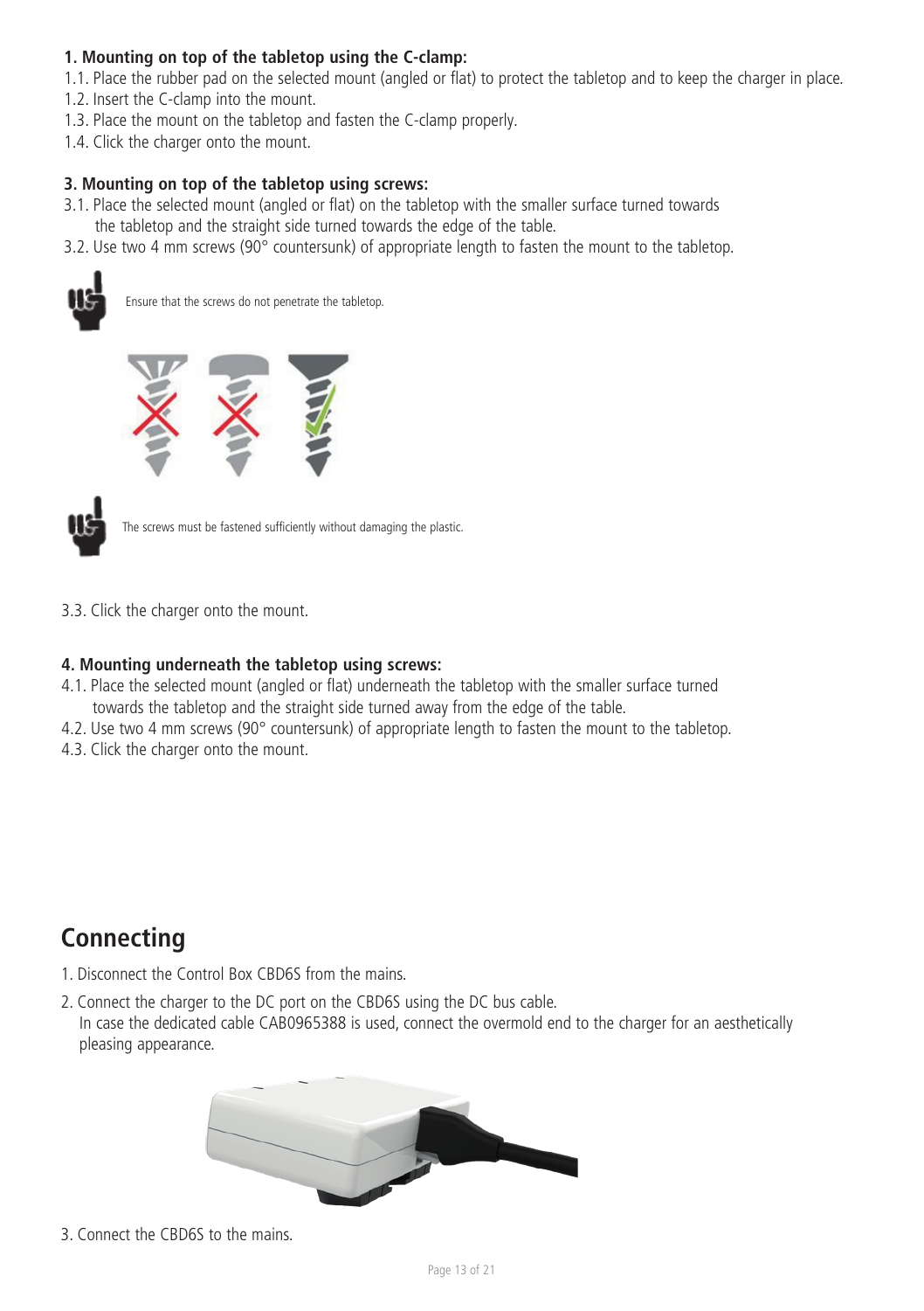**1. Mounting on top of the tabletop using the C-clamp:**

1.1. Place the rubber pad on the selected mount (angled or flat) to protect the tabletop and to keep the charger in place.
1.2. Insert the C-clamp into the mount.
1.3. Place the mount on the tabletop and fasten the C-clamp properly.
1.4. Click the charger onto the mount.

**3. Mounting on top of the tabletop using screws:**

3.1. Place the selected mount (angled or flat) on the tabletop with the smaller surface turned towards the tabletop and the straight side turned towards the edge of the table.
3.2. Use two 4 mm screws (90° countersunk) of appropriate length to fasten the mount to the tabletop.

Ensure that the screws do not penetrate the tabletop.

The screws must be fastened sufficiently without damaging the plastic.

3.3. Click the charger onto the mount.

**4. Mounting underneath the tabletop using screws:**

4.1. Place the selected mount (angled or flat) underneath the tabletop with the smaller surface turned towards the tabletop and the straight side turned away from the edge of the table.
4.2. Use two 4 mm screws (90° countersunk) of appropriate length to fasten the mount to the tabletop.
4.3. Click the charger onto the mount.

## Connecting

1. Disconnect the Control Box CBD6S from the mains.
2. Connect the charger to the DC port on the CBD6S using the DC bus cable.
   In case the dedicated cable CAB0965388 is used, connect the overmold end to the charger for an aesthetically pleasing appearance.
3. Connect the CBD6S to the mains.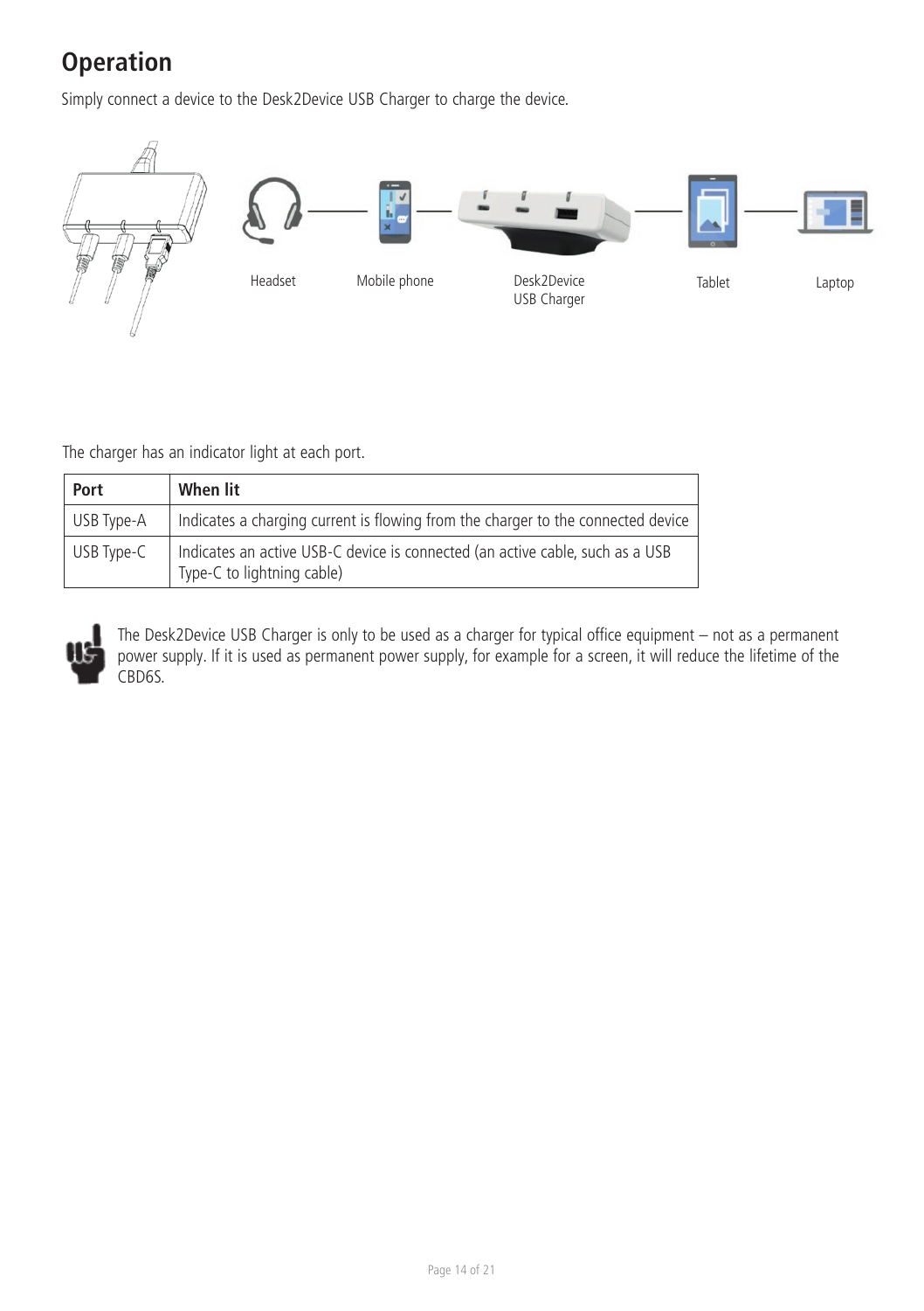# Operation

Simply connect a device to the Desk2Device USB Charger to charge the device.

Headset

Mobile phone

Desk2Device USB Charger

Tablet

Laptop

The charger has an indicator light at each port.

| Port | When lit |
|---|---|
| USB Type-A | Indicates a charging current is flowing from the charger to the connected device |
| USB Type-C | Indicates an active USB-C device is connected (an active cable, such as a USB Type-C to lightning cable) |

The Desk2Device USB Charger is only to be used as a charger for typical office equipment – not as a permanent power supply. If it is used as permanent power supply, for example for a screen, it will reduce the lifetime of the CBD6S.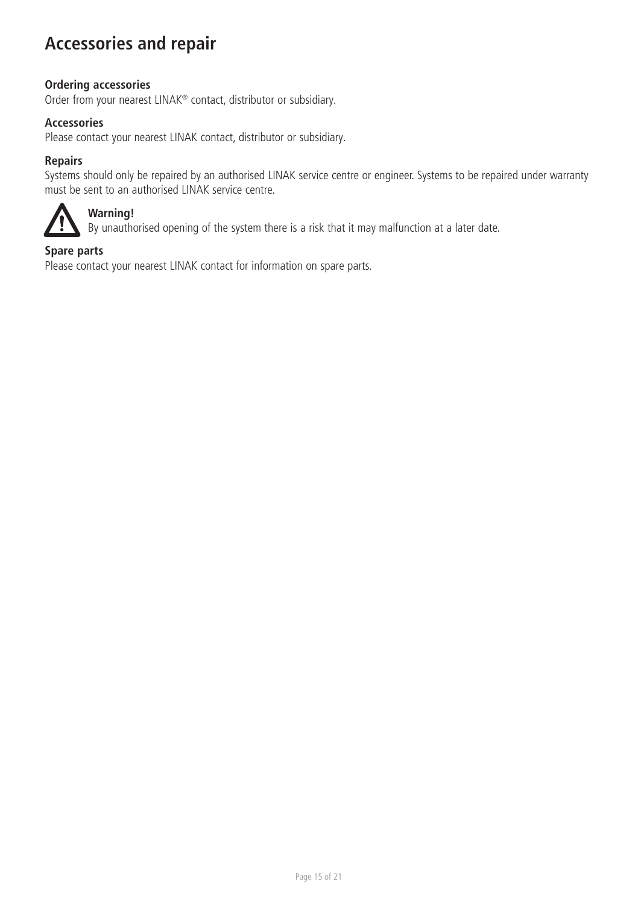# Accessories and repair

**Ordering accessories**
Order from your nearest LINAK® contact, distributor or subsidiary.

**Accessories**
Please contact your nearest LINAK contact, distributor or subsidiary.

**Repairs**
Systems should only be repaired by an authorised LINAK service centre or engineer. Systems to be repaired under warranty must be sent to an authorised LINAK service centre.

**Warning!**
By unauthorised opening of the system there is a risk that it may malfunction at a later date.

**Spare parts**
Please contact your nearest LINAK contact for information on spare parts.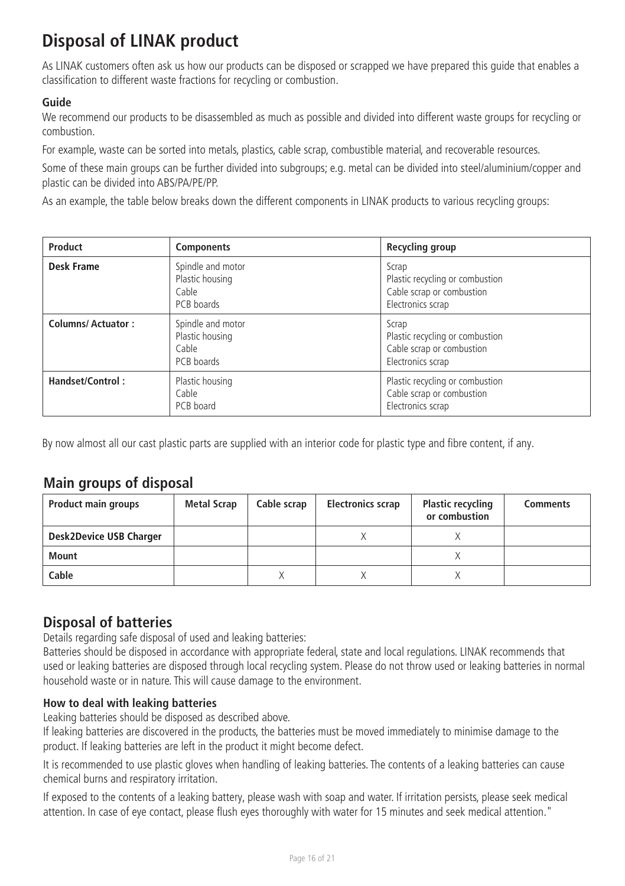# Disposal of LINAK product

As LINAK customers often ask us how our products can be disposed or scrapped we have prepared this guide that enables a classification to different waste fractions for recycling or combustion.

### Guide

We recommend our products to be disassembled as much as possible and divided into different waste groups for recycling or combustion.

For example, waste can be sorted into metals, plastics, cable scrap, combustible material, and recoverable resources.

Some of these main groups can be further divided into subgroups; e.g. metal can be divided into steel/aluminium/copper and plastic can be divided into ABS/PA/PE/PP.

As an example, the table below breaks down the different components in LINAK products to various recycling groups:

| Product | Components | Recycling group |
|---|---|---|
| **Desk Frame** | Spindle and motor<br>Plastic housing<br>Cable<br>PCB boards | Scrap<br>Plastic recycling or combustion<br>Cable scrap or combustion<br>Electronics scrap |
| **Columns/ Actuator :** | Spindle and motor<br>Plastic housing<br>Cable<br>PCB boards | Scrap<br>Plastic recycling or combustion<br>Cable scrap or combustion<br>Electronics scrap |
| **Handset/Control :** | Plastic housing<br>Cable<br>PCB board | Plastic recycling or combustion<br>Cable scrap or combustion<br>Electronics scrap |

By now almost all our cast plastic parts are supplied with an interior code for plastic type and fibre content, if any.

## Main groups of disposal

| Product main groups | Metal Scrap | Cable scrap | Electronics scrap | Plastic recycling or combustion | Comments |
|---|---|---|---|---|---|
| **Desk2Device USB Charger** | | | X | X | |
| **Mount** | | | | X | |
| **Cable** | | X | X | X | |

## Disposal of batteries

Details regarding safe disposal of used and leaking batteries:

Batteries should be disposed in accordance with appropriate federal, state and local regulations. LINAK recommends that used or leaking batteries are disposed through local recycling system. Please do not throw used or leaking batteries in normal household waste or in nature. This will cause damage to the environment.

### How to deal with leaking batteries

Leaking batteries should be disposed as described above.

If leaking batteries are discovered in the products, the batteries must be moved immediately to minimise damage to the product. If leaking batteries are left in the product it might become defect.

It is recommended to use plastic gloves when handling of leaking batteries. The contents of a leaking batteries can cause chemical burns and respiratory irritation.

If exposed to the contents of a leaking battery, please wash with soap and water. If irritation persists, please seek medical attention. In case of eye contact, please flush eyes thoroughly with water for 15 minutes and seek medical attention."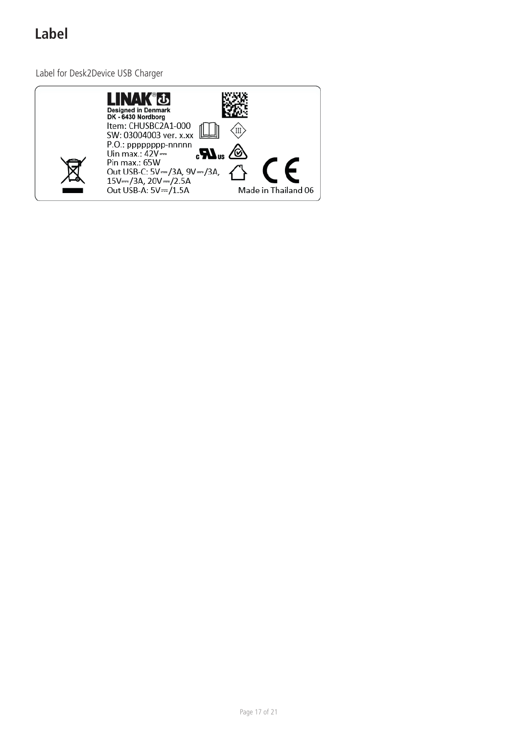# Label

Label for Desk2Device USB Charger

LINAK®
Designed in Denmark
DK - 6430 Nordborg
Item: CHUSBC2A1-000
SW: 03004003 ver. x.xx
P.O.: pppppppp-nnnnn
Uin max.: 42V⎓
Pin max.: 65W
Out USB-C: 5V⎓/3A, 9V⎓/3A, 15V⎓/3A, 20V⎓/2.5A
Out USB-A: 5V⎓/1.5A

Made in Thailand 06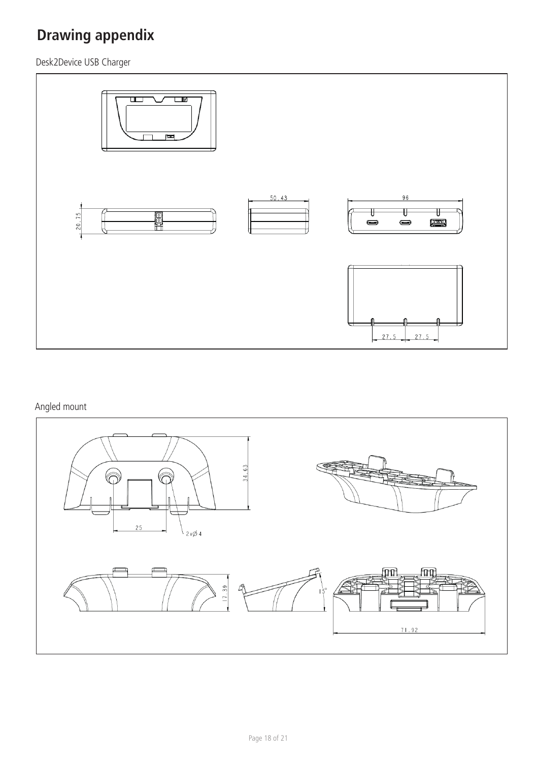# Drawing appendix

Desk2Device USB Charger

Angled mount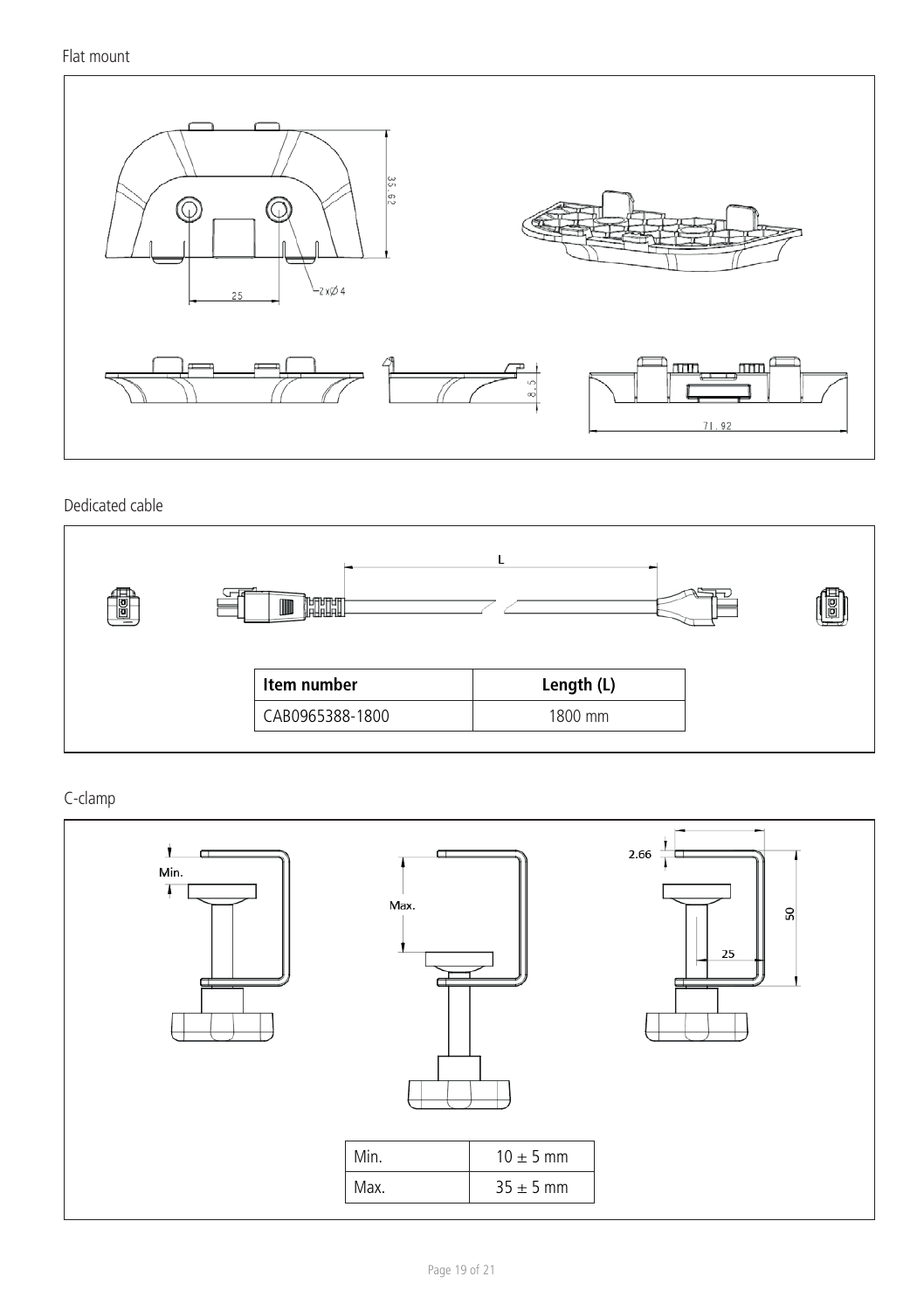Flat mount

Dedicated cable

| Item number | Length (L) |
| --- | --- |
| CAB0965388-1800 | 1800 mm |

C-clamp

| Min. | 10 ± 5 mm |
| --- | --- |
| Max. | 35 ± 5 mm |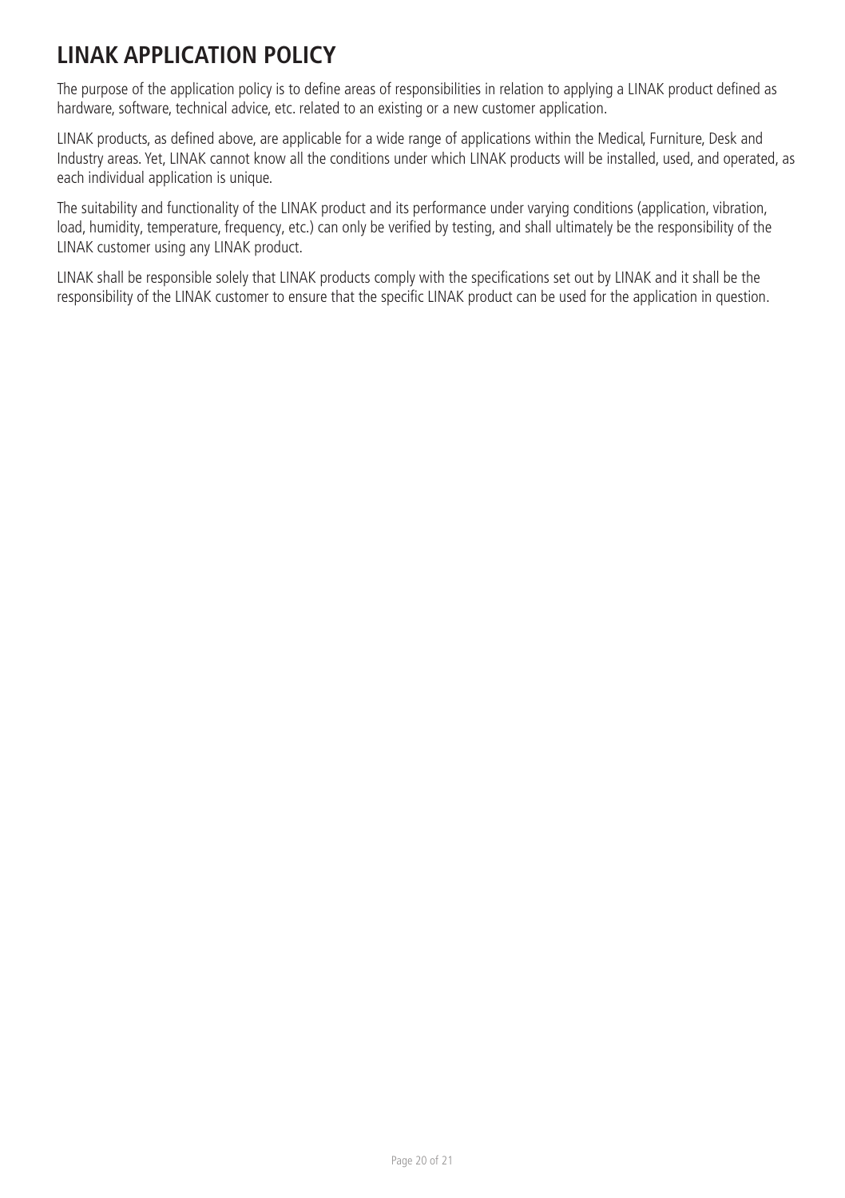# LINAK APPLICATION POLICY

The purpose of the application policy is to define areas of responsibilities in relation to applying a LINAK product defined as hardware, software, technical advice, etc. related to an existing or a new customer application.

LINAK products, as defined above, are applicable for a wide range of applications within the Medical, Furniture, Desk and Industry areas. Yet, LINAK cannot know all the conditions under which LINAK products will be installed, used, and operated, as each individual application is unique.

The suitability and functionality of the LINAK product and its performance under varying conditions (application, vibration, load, humidity, temperature, frequency, etc.) can only be verified by testing, and shall ultimately be the responsibility of the LINAK customer using any LINAK product.

LINAK shall be responsible solely that LINAK products comply with the specifications set out by LINAK and it shall be the responsibility of the LINAK customer to ensure that the specific LINAK product can be used for the application in question.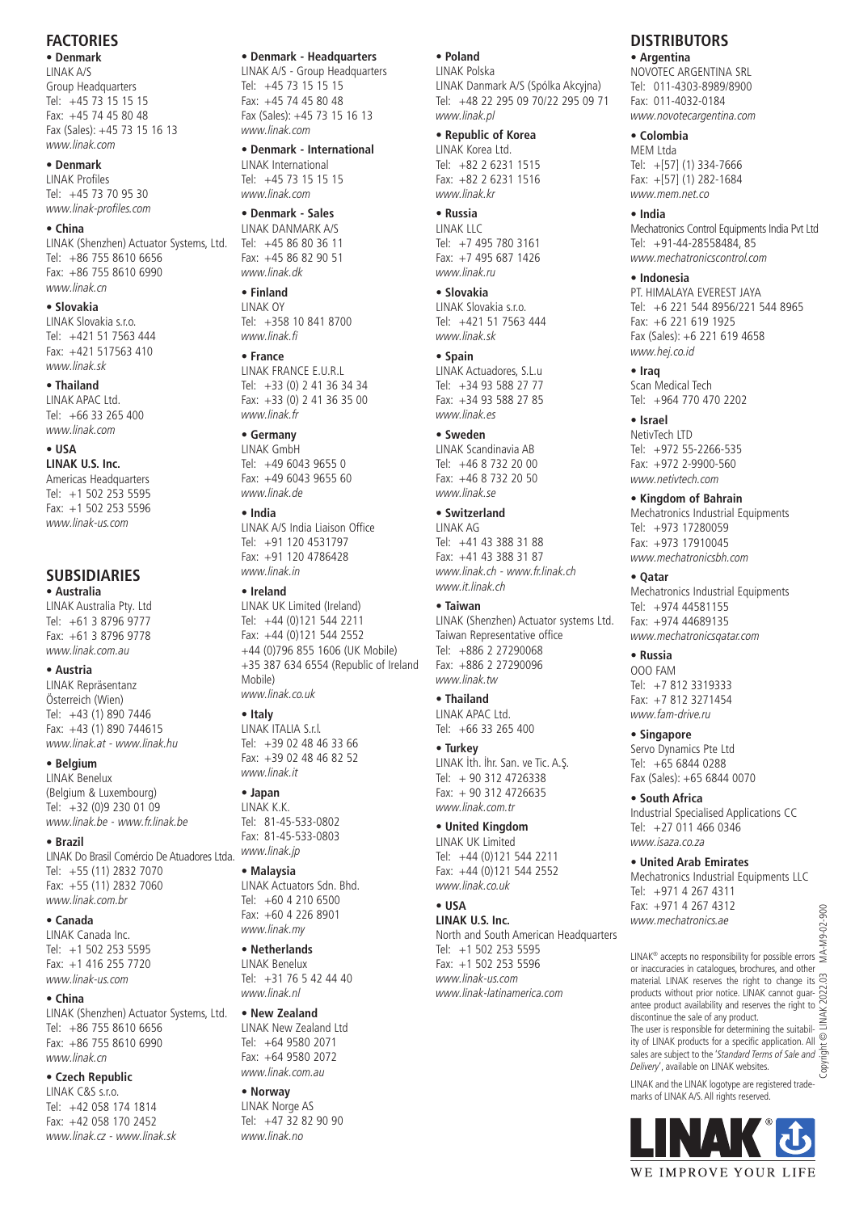## FACTORIES

**• Denmark**
LINAK A/S
Group Headquarters
Tel: +45 73 15 15 15
Fax: +45 74 45 80 48
Fax (Sales): +45 73 15 16 13
*www.linak.com*

**• Denmark**
LINAK Profiles
Tel: +45 73 70 95 30
*www.linak-profiles.com*

**• China**
LINAK (Shenzhen) Actuator Systems, Ltd.
Tel: +86 755 8610 6656
Fax: +86 755 8610 6990
*www.linak.cn*

**• Slovakia**
LINAK Slovakia s.r.o.
Tel: +421 51 7563 444
Fax: +421 517563 410
*www.linak.sk*

**• Thailand**
LINAK APAC Ltd.
Tel: +66 33 265 400
*www.linak.com*

**• USA**
**LINAK U.S. Inc.**
Americas Headquarters
Tel: +1 502 253 5595
Fax: +1 502 253 5596
*www.linak-us.com*

## SUBSIDIARIES

**• Australia**
LINAK Australia Pty. Ltd
Tel: +61 3 8796 9777
Fax: +61 3 8796 9778
*www.linak.com.au*

**• Austria**
LINAK Repräsentanz
Österreich (Wien)
Tel: +43 (1) 890 7446
Fax: +43 (1) 890 744615
*www.linak.at - www.linak.hu*

**• Belgium**
LINAK Benelux
(Belgium & Luxembourg)
Tel: +32 (0)9 230 01 09
*www.linak.be - www.fr.linak.be*

**• Brazil**
LINAK Do Brasil Comércio De Atuadores Ltda.
Tel: +55 (11) 2832 7070
Fax: +55 (11) 2832 7060
*www.linak.com.br*

**• Canada**
LINAK Canada Inc.
Tel: +1 502 253 5595
Fax: +1 416 255 7720
*www.linak-us.com*

**• China**
LINAK (Shenzhen) Actuator Systems, Ltd.
Tel: +86 755 8610 6656
Fax: +86 755 8610 6990
*www.linak.cn*

**• Czech Republic**
LINAK C&S s.r.o.
Tel: +42 058 174 1814
Fax: +42 058 170 2452
*www.linak.cz - www.linak.sk*

**• Denmark - Headquarters**
LINAK A/S - Group Headquarters
Tel: +45 73 15 15 15
Fax: +45 74 45 80 48
Fax (Sales): +45 73 15 16 13
*www.linak.com*

**• Denmark - International**
LINAK International
Tel: +45 73 15 15 15
*www.linak.com*

**• Denmark - Sales**
LINAK DANMARK A/S
Tel: +45 86 80 36 11
Fax: +45 86 82 90 51
*www.linak.dk*

**• Finland**
LINAK OY
Tel: +358 10 841 8700
*www.linak.fi*

**• France**
LINAK FRANCE E.U.R.L
Tel: +33 (0) 2 41 36 34 34
Fax: +33 (0) 2 41 36 35 00
*www.linak.fr*

**• Germany**
LINAK GmbH
Tel: +49 6043 9655 0
Fax: +49 6043 9655 60
*www.linak.de*

**• India**
LINAK A/S India Liaison Office
Tel: +91 120 4531797
Fax: +91 120 4786428
*www.linak.in*

**• Ireland**
LINAK UK Limited (Ireland)
Tel: +44 (0)121 544 2211
Fax: +44 (0)121 544 2552
+44 (0)796 855 1606 (UK Mobile)
+35 387 634 6554 (Republic of Ireland Mobile)
*www.linak.co.uk*

**• Italy**
LINAK ITALIA S.r.l.
Tel: +39 02 48 46 33 66
Fax: +39 02 48 46 82 52
*www.linak.it*

**• Japan**
LINAK K.K.
Tel: 81-45-533-0802
Fax: 81-45-533-0803
*www.linak.jp*

**• Malaysia**
LINAK Actuators Sdn. Bhd.
Tel: +60 4 210 6500
Fax: +60 4 226 8901
*www.linak.my*

**• Netherlands**
LINAK Benelux
Tel: +31 76 5 42 44 40
*www.linak.nl*

**• New Zealand**
LINAK New Zealand Ltd
Tel: +64 9580 2071
Fax: +64 9580 2072
*www.linak.com.au*

**• Norway**
LINAK Norge AS
Tel: +47 32 82 90 90
*www.linak.no*

**• Poland**
LINAK Polska
LINAK Danmark A/S (Spólka Akcyjna)
Tel: +48 22 295 09 70/22 295 09 71
*www.linak.pl*

**• Republic of Korea**
LINAK Korea Ltd.
Tel: +82 2 6231 1515
Fax: +82 2 6231 1516
*www.linak.kr*

**• Russia**
LINAK LLC
Tel: +7 495 780 3161
Fax: +7 495 687 1426
*www.linak.ru*

**• Slovakia**
LINAK Slovakia s.r.o.
Tel: +421 51 7563 444
*www.linak.sk*

**• Spain**
LINAK Actuadores, S.L.u
Tel: +34 93 588 27 77
Fax: +34 93 588 27 85
*www.linak.es*

**• Sweden**
LINAK Scandinavia AB
Tel: +46 8 732 20 00
Fax: +46 8 732 20 50
*www.linak.se*

**• Switzerland**
LINAK AG
Tel: +41 43 388 31 88
Fax: +41 43 388 31 87
*www.linak.ch - www.fr.linak.ch*
*www.it.linak.ch*

**• Taiwan**
LINAK (Shenzhen) Actuator systems Ltd.
Taiwan Representative office
Tel: +886 2 27290068
Fax: +886 2 27290096
*www.linak.tw*

**• Thailand**
LINAK APAC Ltd.
Tel: +66 33 265 400

**• Turkey**
LINAK İth. İhr. San. ve Tic. A.Ş.
Tel: + 90 312 4726338
Fax: + 90 312 4726635
*www.linak.com.tr*

**• United Kingdom**
LINAK UK Limited
Tel: +44 (0)121 544 2211
Fax: +44 (0)121 544 2552
*www.linak.co.uk*

**• USA**
**LINAK U.S. Inc.**
North and South American Headquarters
Tel: +1 502 253 5595
Fax: +1 502 253 5596
*www.linak-us.com*
*www.linak-latinamerica.com*

## DISTRIBUTORS

**• Argentina**
NOVOTEC ARGENTINA SRL
Tel: 011-4303-8989/8900
Fax: 011-4032-0184
*www.novotecargentina.com*

**• Colombia**
MEM Ltda
Tel: +[57] (1) 334-7666
Fax: +[57] (1) 282-1684
*www.mem.net.co*

**• India**
Mechatronics Control Equipments India Pvt Ltd
Tel: +91-44-28558484, 85
*www.mechatronicscontrol.com*

**• Indonesia**
PT. HIMALAYA EVEREST JAYA
Tel: +6 221 544 8956/221 544 8965
Fax: +6 221 619 1925
Fax (Sales): +6 221 619 4658
*www.hej.co.id*

**• Iraq**
Scan Medical Tech
Tel: +964 770 470 2202

**• Israel**
NetivTech LTD
Tel: +972 55-2266-535
Fax: +972 2-9900-560
*www.netivtech.com*

**• Kingdom of Bahrain**
Mechatronics Industrial Equipments
Tel: +973 17280059
Fax: +973 17910045
*www.mechatronicsbh.com*

**• Qatar**
Mechatronics Industrial Equipments
Tel: +974 44581155
Fax: +974 44689135
*www.mechatronicsqatar.com*

**• Russia**
OOO FAM
Tel: +7 812 3319333
Fax: +7 812 3271454
*www.fam-drive.ru*

**• Singapore**
Servo Dynamics Pte Ltd
Tel: +65 6844 0288
Fax (Sales): +65 6844 0070

**• South Africa**
Industrial Specialised Applications CC
Tel: +27 011 466 0346
*www.isaza.co.za*

**• United Arab Emirates**
Mechatronics Industrial Equipments LLC
Tel: +971 4 267 4311
Fax: +971 4 267 4312
*www.mechatronics.ae*

LINAK® accepts no responsibility for possible errors or inaccuracies in catalogues, brochures, and other material. LINAK reserves the right to change its products without prior notice. LINAK cannot guarantee product availability and reserves the right to discontinue the sale of any product.
The user is responsible for determining the suitability of LINAK products for a specific application. All sales are subject to the '*Standard Terms of Sale and Delivery*', available on LINAK websites.

LINAK and the LINAK logotype are registered trademarks of LINAK A/S. All rights reserved.

Copyright © LINAK 2022.03 MA-M9-02-900

LINAK®
WE IMPROVE YOUR LIFE